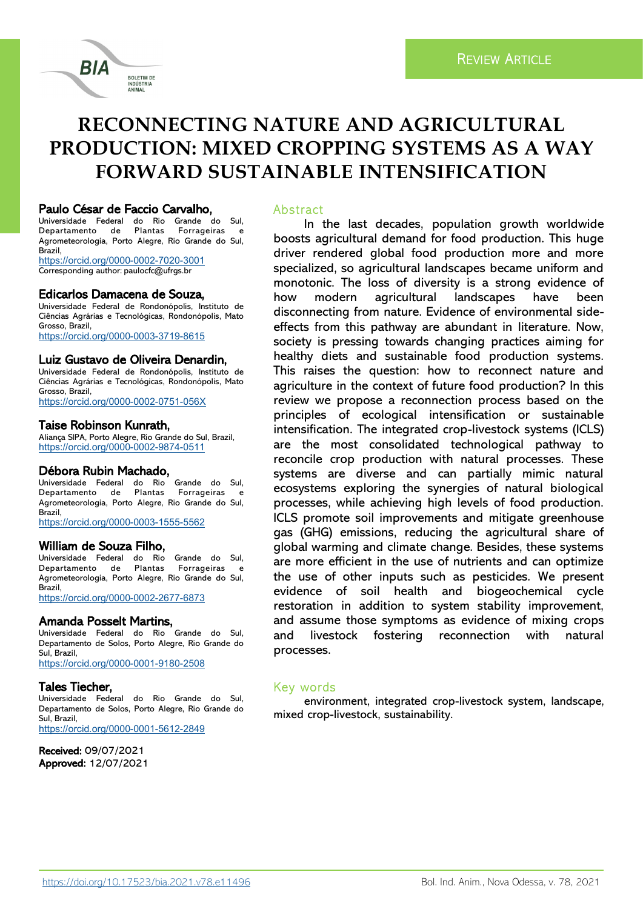Review Article

# RECONNECTING NATURE AND AGRICULTURAL PRODUCTION: MIXED CROPPING SYSTEMS AS A WAY FORWARD SUSTAINABLE INTENSIFICATION

**Paulo César de Faccio Carvalho,**
Universidade Federal do Rio Grande do Sul, Departamento de Plantas Forrageiras e Agrometeorologia, Porto Alegre, Rio Grande do Sul, Brazil,
https://orcid.org/0000-0002-7020-3001
Corresponding author: paulocfc@ufrgs.br

**Edicarlos Damacena de Souza,**
Universidade Federal de Rondonópolis, Instituto de Ciências Agrárias e Tecnológicas, Rondonópolis, Mato Grosso, Brazil,
https://orcid.org/0000-0003-3719-8615

**Luiz Gustavo de Oliveira Denardin,**
Universidade Federal de Rondonópolis, Instituto de Ciências Agrárias e Tecnológicas, Rondonópolis, Mato Grosso, Brazil,
https://orcid.org/0000-0002-0751-056X

**Taise Robinson Kunrath,**
Aliança SIPA, Porto Alegre, Rio Grande do Sul, Brazil,
https://orcid.org/0000-0002-9874-0511

**Débora Rubin Machado,**
Universidade Federal do Rio Grande do Sul, Departamento de Plantas Forrageiras e Agrometeorologia, Porto Alegre, Rio Grande do Sul, Brazil,
https://orcid.org/0000-0003-1555-5562

**William de Souza Filho,**
Universidade Federal do Rio Grande do Sul, Departamento de Plantas Forrageiras e Agrometeorologia, Porto Alegre, Rio Grande do Sul, Brazil,
https://orcid.org/0000-0002-2677-6873

**Amanda Posselt Martins,**
Universidade Federal do Rio Grande do Sul, Departamento de Solos, Porto Alegre, Rio Grande do Sul, Brazil,
https://orcid.org/0000-0001-9180-2508

**Tales Tiecher,**
Universidade Federal do Rio Grande do Sul, Departamento de Solos, Porto Alegre, Rio Grande do Sul, Brazil,
https://orcid.org/0000-0001-5612-2849

**Received:** 09/07/2021
**Approved:** 12/07/2021

## Abstract

In the last decades, population growth worldwide boosts agricultural demand for food production. This huge driver rendered global food production more and more specialized, so agricultural landscapes became uniform and monotonic. The loss of diversity is a strong evidence of how modern agricultural landscapes have been disconnecting from nature. Evidence of environmental side-effects from this pathway are abundant in literature. Now, society is pressing towards changing practices aiming for healthy diets and sustainable food production systems. This raises the question: how to reconnect nature and agriculture in the context of future food production? In this review we propose a reconnection process based on the principles of ecological intensification or sustainable intensification. The integrated crop-livestock systems (ICLS) are the most consolidated technological pathway to reconcile crop production with natural processes. These systems are diverse and can partially mimic natural ecosystems exploring the synergies of natural biological processes, while achieving high levels of food production. ICLS promote soil improvements and mitigate greenhouse gas (GHG) emissions, reducing the agricultural share of global warming and climate change. Besides, these systems are more efficient in the use of nutrients and can optimize the use of other inputs such as pesticides. We present evidence of soil health and biogeochemical cycle restoration in addition to system stability improvement, and assume those symptoms as evidence of mixing crops and livestock fostering reconnection with natural processes.

## Key words

environment, integrated crop-livestock system, landscape, mixed crop-livestock, sustainability.

https://doi.org/10.17523/bia.2021.v78.e11496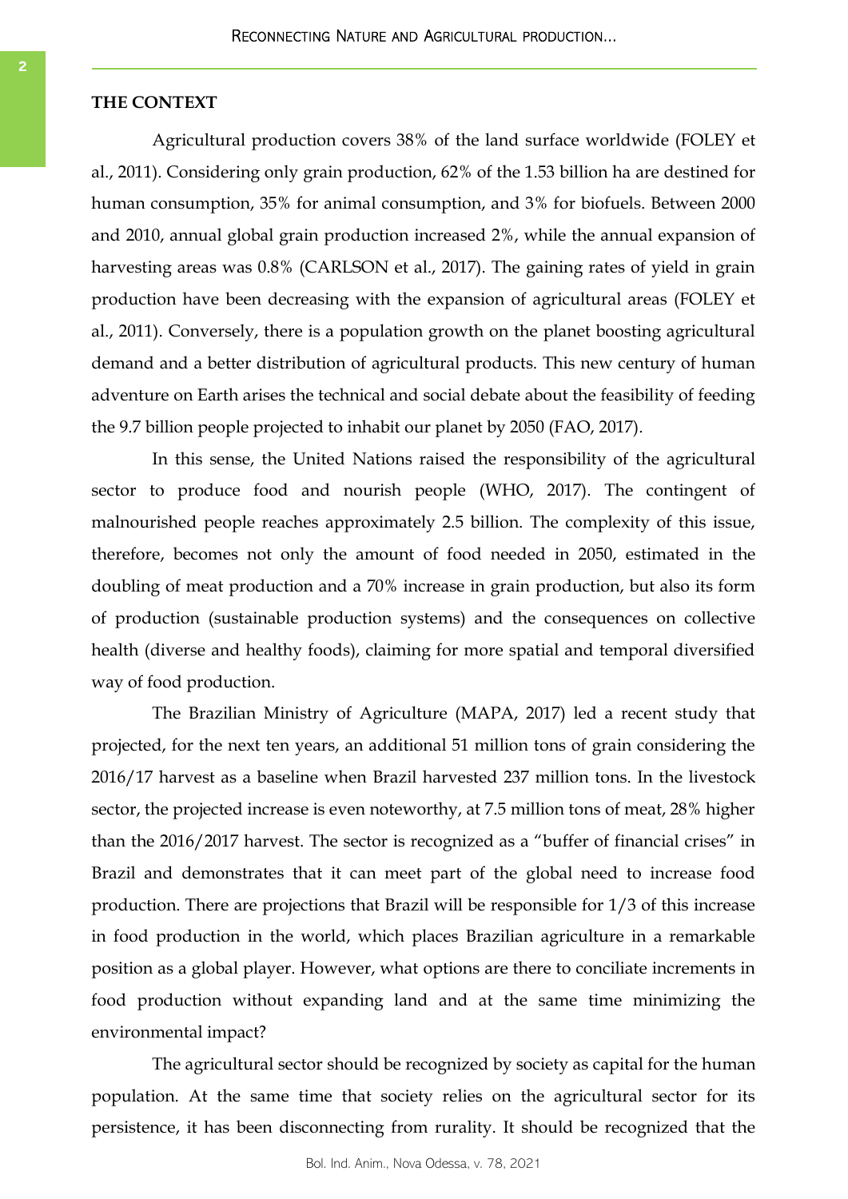## THE CONTEXT

Agricultural production covers 38% of the land surface worldwide (FOLEY et al., 2011). Considering only grain production, 62% of the 1.53 billion ha are destined for human consumption, 35% for animal consumption, and 3% for biofuels. Between 2000 and 2010, annual global grain production increased 2%, while the annual expansion of harvesting areas was 0.8% (CARLSON et al., 2017). The gaining rates of yield in grain production have been decreasing with the expansion of agricultural areas (FOLEY et al., 2011). Conversely, there is a population growth on the planet boosting agricultural demand and a better distribution of agricultural products. This new century of human adventure on Earth arises the technical and social debate about the feasibility of feeding the 9.7 billion people projected to inhabit our planet by 2050 (FAO, 2017).

In this sense, the United Nations raised the responsibility of the agricultural sector to produce food and nourish people (WHO, 2017). The contingent of malnourished people reaches approximately 2.5 billion. The complexity of this issue, therefore, becomes not only the amount of food needed in 2050, estimated in the doubling of meat production and a 70% increase in grain production, but also its form of production (sustainable production systems) and the consequences on collective health (diverse and healthy foods), claiming for more spatial and temporal diversified way of food production.

The Brazilian Ministry of Agriculture (MAPA, 2017) led a recent study that projected, for the next ten years, an additional 51 million tons of grain considering the 2016/17 harvest as a baseline when Brazil harvested 237 million tons. In the livestock sector, the projected increase is even noteworthy, at 7.5 million tons of meat, 28% higher than the 2016/2017 harvest. The sector is recognized as a "buffer of financial crises" in Brazil and demonstrates that it can meet part of the global need to increase food production. There are projections that Brazil will be responsible for 1/3 of this increase in food production in the world, which places Brazilian agriculture in a remarkable position as a global player. However, what options are there to conciliate increments in food production without expanding land and at the same time minimizing the environmental impact?

The agricultural sector should be recognized by society as capital for the human population. At the same time that society relies on the agricultural sector for its persistence, it has been disconnecting from rurality. It should be recognized that the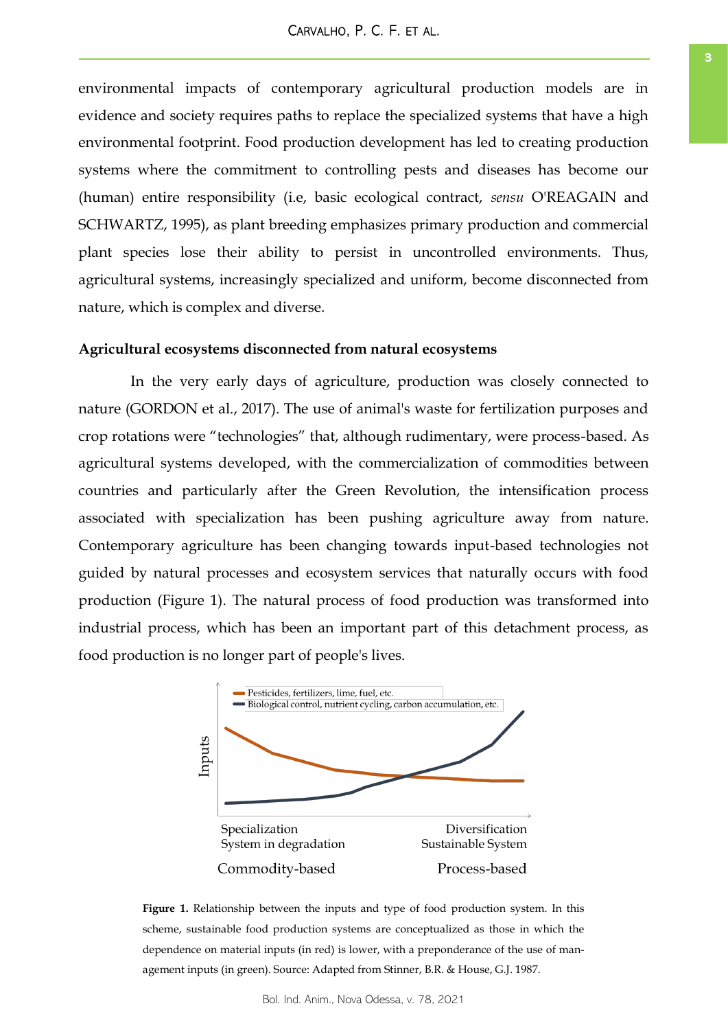environmental impacts of contemporary agricultural production models are in evidence and society requires paths to replace the specialized systems that have a high environmental footprint. Food production development has led to creating production systems where the commitment to controlling pests and diseases has become our (human) entire responsibility (i.e, basic ecological contract, *sensu* O'REAGAIN and SCHWARTZ, 1995), as plant breeding emphasizes primary production and commercial plant species lose their ability to persist in uncontrolled environments. Thus, agricultural systems, increasingly specialized and uniform, become disconnected from nature, which is complex and diverse.

### Agricultural ecosystems disconnected from natural ecosystems

In the very early days of agriculture, production was closely connected to nature (GORDON et al., 2017). The use of animal's waste for fertilization purposes and crop rotations were "technologies" that, although rudimentary, were process-based. As agricultural systems developed, with the commercialization of commodities between countries and particularly after the Green Revolution, the intensification process associated with specialization has been pushing agriculture away from nature. Contemporary agriculture has been changing towards input-based technologies not guided by natural processes and ecosystem services that naturally occurs with food production (Figure 1). The natural process of food production was transformed into industrial process, which has been an important part of this detachment process, as food production is no longer part of people's lives.

**Figure 1.** Relationship between the inputs and type of food production system. In this scheme, sustainable food production systems are conceptualized as those in which the dependence on material inputs (in red) is lower, with a preponderance of the use of management inputs (in green). Source: Adapted from Stinner, B.R. & House, G.J. 1987.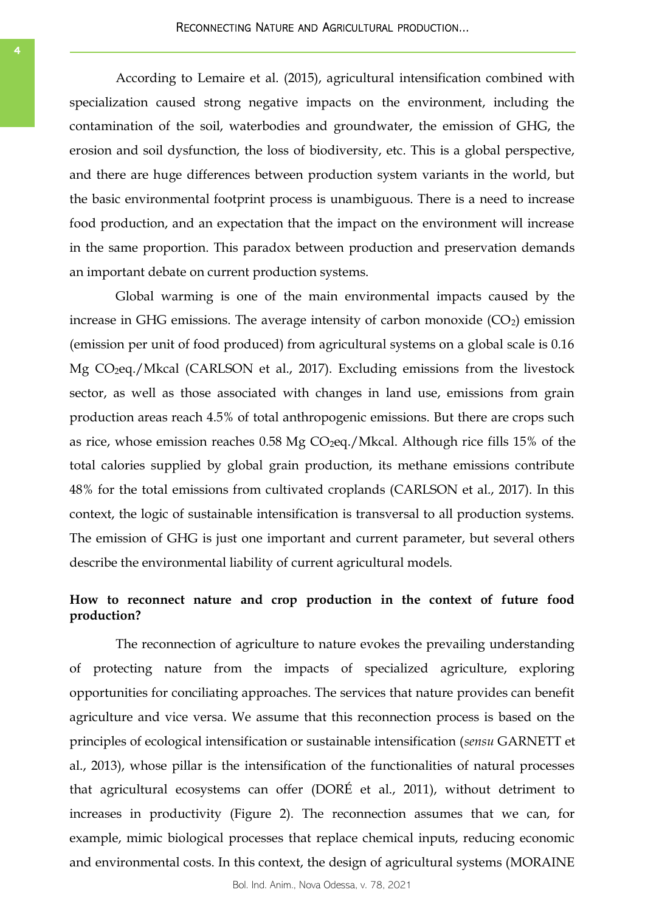According to Lemaire et al. (2015), agricultural intensification combined with specialization caused strong negative impacts on the environment, including the contamination of the soil, waterbodies and groundwater, the emission of GHG, the erosion and soil dysfunction, the loss of biodiversity, etc. This is a global perspective, and there are huge differences between production system variants in the world, but the basic environmental footprint process is unambiguous. There is a need to increase food production, and an expectation that the impact on the environment will increase in the same proportion. This paradox between production and preservation demands an important debate on current production systems.

Global warming is one of the main environmental impacts caused by the increase in GHG emissions. The average intensity of carbon monoxide ($CO_2$) emission (emission per unit of food produced) from agricultural systems on a global scale is 0.16 Mg $CO_2$eq./Mkcal (CARLSON et al., 2017). Excluding emissions from the livestock sector, as well as those associated with changes in land use, emissions from grain production areas reach 4.5% of total anthropogenic emissions. But there are crops such as rice, whose emission reaches 0.58 Mg $CO_2$eq./Mkcal. Although rice fills 15% of the total calories supplied by global grain production, its methane emissions contribute 48% for the total emissions from cultivated croplands (CARLSON et al., 2017). In this context, the logic of sustainable intensification is transversal to all production systems. The emission of GHG is just one important and current parameter, but several others describe the environmental liability of current agricultural models.

**How to reconnect nature and crop production in the context of future food production?**

The reconnection of agriculture to nature evokes the prevailing understanding of protecting nature from the impacts of specialized agriculture, exploring opportunities for conciliating approaches. The services that nature provides can benefit agriculture and vice versa. We assume that this reconnection process is based on the principles of ecological intensification or sustainable intensification (*sensu* GARNETT et al., 2013), whose pillar is the intensification of the functionalities of natural processes that agricultural ecosystems can offer (DORÉ et al., 2011), without detriment to increases in productivity (Figure 2). The reconnection assumes that we can, for example, mimic biological processes that replace chemical inputs, reducing economic and environmental costs. In this context, the design of agricultural systems (MORAINE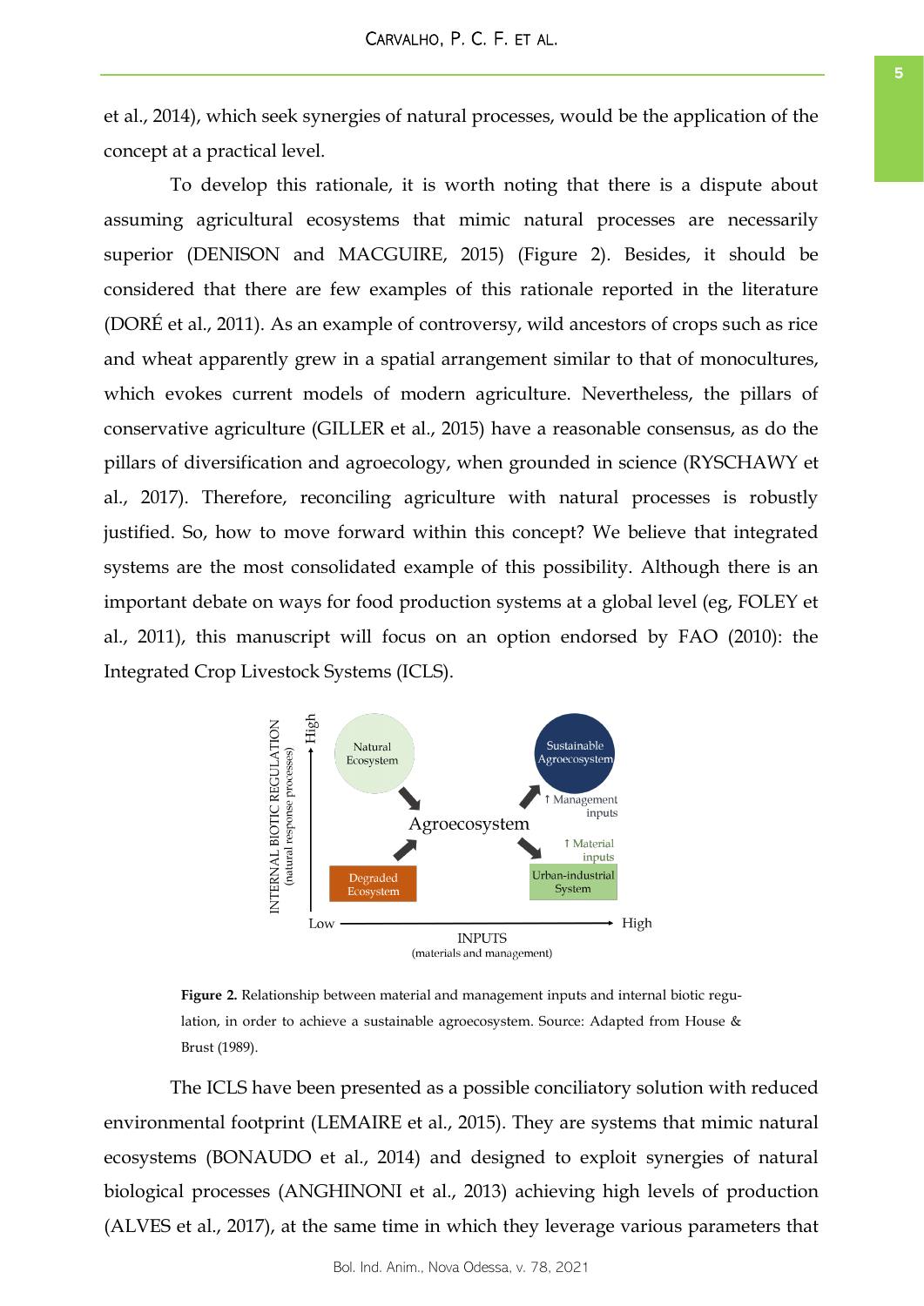et al., 2014), which seek synergies of natural processes, would be the application of the concept at a practical level.

To develop this rationale, it is worth noting that there is a dispute about assuming agricultural ecosystems that mimic natural processes are necessarily superior (DENISON and MACGUIRE, 2015) (Figure 2). Besides, it should be considered that there are few examples of this rationale reported in the literature (DORÉ et al., 2011). As an example of controversy, wild ancestors of crops such as rice and wheat apparently grew in a spatial arrangement similar to that of monocultures, which evokes current models of modern agriculture. Nevertheless, the pillars of conservative agriculture (GILLER et al., 2015) have a reasonable consensus, as do the pillars of diversification and agroecology, when grounded in science (RYSCHAWY et al., 2017). Therefore, reconciling agriculture with natural processes is robustly justified. So, how to move forward within this concept? We believe that integrated systems are the most consolidated example of this possibility. Although there is an important debate on ways for food production systems at a global level (eg, FOLEY et al., 2011), this manuscript will focus on an option endorsed by FAO (2010): the Integrated Crop Livestock Systems (ICLS).

**Figure 2.** Relationship between material and management inputs and internal biotic regulation, in order to achieve a sustainable agroecosystem. Source: Adapted from House & Brust (1989).

The ICLS have been presented as a possible conciliatory solution with reduced environmental footprint (LEMAIRE et al., 2015). They are systems that mimic natural ecosystems (BONAUDO et al., 2014) and designed to exploit synergies of natural biological processes (ANGHINONI et al., 2013) achieving high levels of production (ALVES et al., 2017), at the same time in which they leverage various parameters that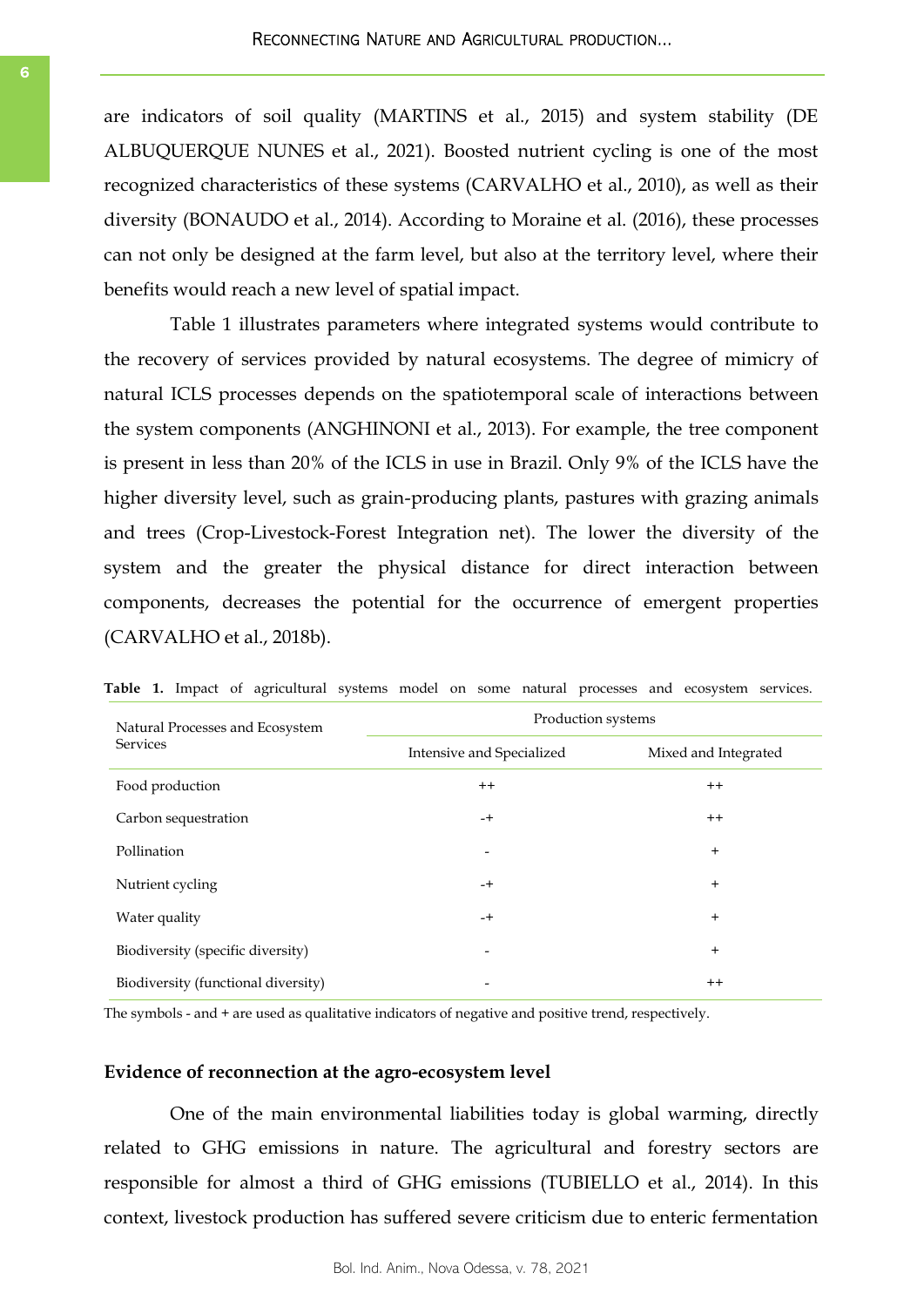are indicators of soil quality (MARTINS et al., 2015) and system stability (DE ALBUQUERQUE NUNES et al., 2021). Boosted nutrient cycling is one of the most recognized characteristics of these systems (CARVALHO et al., 2010), as well as their diversity (BONAUDO et al., 2014). According to Moraine et al. (2016), these processes can not only be designed at the farm level, but also at the territory level, where their benefits would reach a new level of spatial impact.

Table 1 illustrates parameters where integrated systems would contribute to the recovery of services provided by natural ecosystems. The degree of mimicry of natural ICLS processes depends on the spatiotemporal scale of interactions between the system components (ANGHINONI et al., 2013). For example, the tree component is present in less than 20% of the ICLS in use in Brazil. Only 9% of the ICLS have the higher diversity level, such as grain-producing plants, pastures with grazing animals and trees (Crop-Livestock-Forest Integration net). The lower the diversity of the system and the greater the physical distance for direct interaction between components, decreases the potential for the occurrence of emergent properties (CARVALHO et al., 2018b).

**Table 1.** Impact of agricultural systems model on some natural processes and ecosystem services.

| Natural Processes and Ecosystem Services | Production systems | |
|---|---|---|
| | Intensive and Specialized | Mixed and Integrated |
| Food production | ++ | ++ |
| Carbon sequestration | -+ | ++ |
| Pollination | - | + |
| Nutrient cycling | -+ | + |
| Water quality | -+ | + |
| Biodiversity (specific diversity) | - | + |
| Biodiversity (functional diversity) | - | ++ |

The symbols - and + are used as qualitative indicators of negative and positive trend, respectively.

### Evidence of reconnection at the agro-ecosystem level

One of the main environmental liabilities today is global warming, directly related to GHG emissions in nature. The agricultural and forestry sectors are responsible for almost a third of GHG emissions (TUBIELLO et al., 2014). In this context, livestock production has suffered severe criticism due to enteric fermentation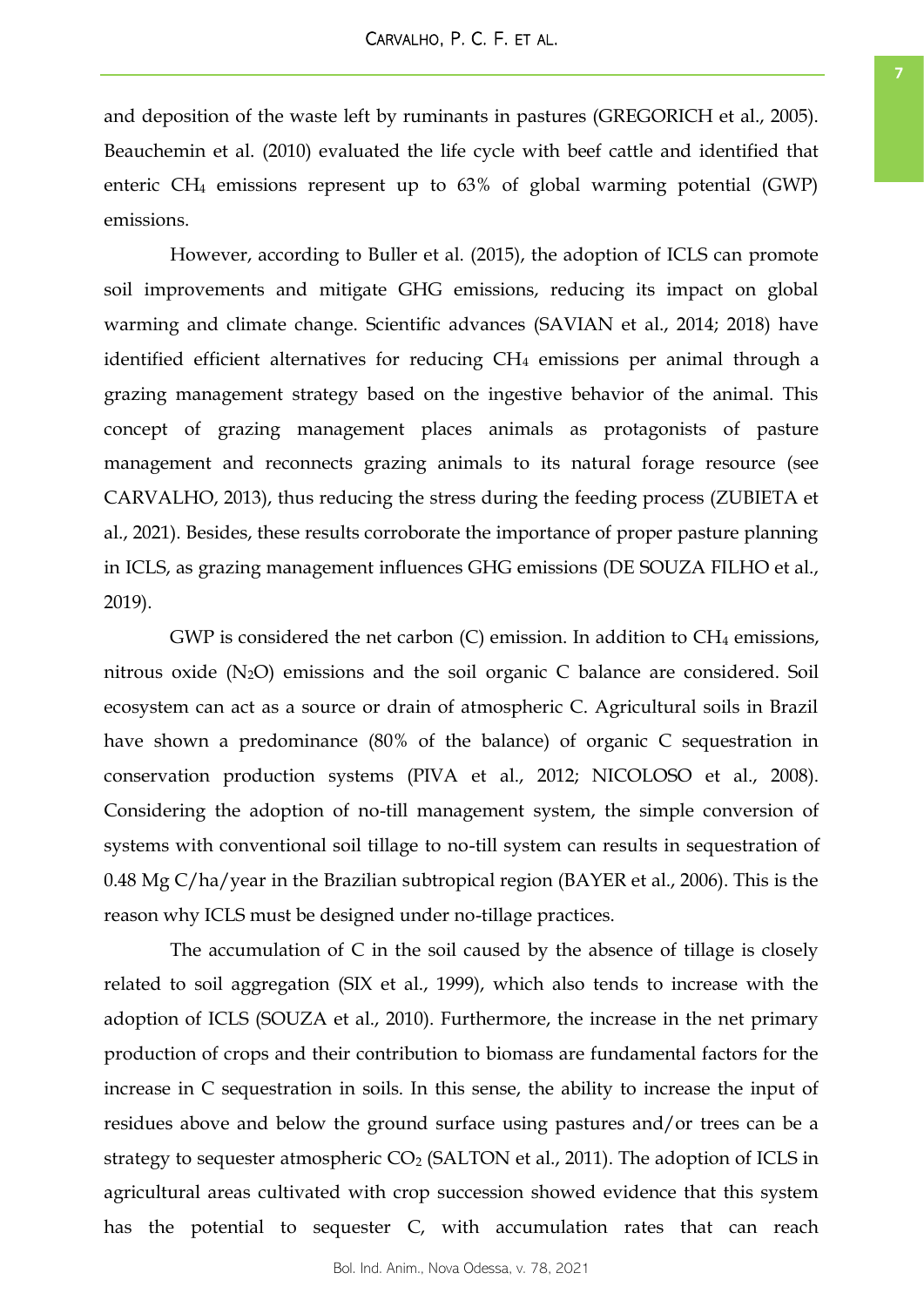and deposition of the waste left by ruminants in pastures (GREGORICH et al., 2005). Beauchemin et al. (2010) evaluated the life cycle with beef cattle and identified that enteric $CH_4$ emissions represent up to 63% of global warming potential (GWP) emissions.

However, according to Buller et al. (2015), the adoption of ICLS can promote soil improvements and mitigate GHG emissions, reducing its impact on global warming and climate change. Scientific advances (SAVIAN et al., 2014; 2018) have identified efficient alternatives for reducing $CH_4$ emissions per animal through a grazing management strategy based on the ingestive behavior of the animal. This concept of grazing management places animals as protagonists of pasture management and reconnects grazing animals to its natural forage resource (see CARVALHO, 2013), thus reducing the stress during the feeding process (ZUBIETA et al., 2021). Besides, these results corroborate the importance of proper pasture planning in ICLS, as grazing management influences GHG emissions (DE SOUZA FILHO et al., 2019).

GWP is considered the net carbon (C) emission. In addition to $CH_4$ emissions, nitrous oxide ($N_2O$) emissions and the soil organic C balance are considered. Soil ecosystem can act as a source or drain of atmospheric C. Agricultural soils in Brazil have shown a predominance (80% of the balance) of organic C sequestration in conservation production systems (PIVA et al., 2012; NICOLOSO et al., 2008). Considering the adoption of no-till management system, the simple conversion of systems with conventional soil tillage to no-till system can results in sequestration of 0.48 Mg C/ha/year in the Brazilian subtropical region (BAYER et al., 2006). This is the reason why ICLS must be designed under no-tillage practices.

The accumulation of C in the soil caused by the absence of tillage is closely related to soil aggregation (SIX et al., 1999), which also tends to increase with the adoption of ICLS (SOUZA et al., 2010). Furthermore, the increase in the net primary production of crops and their contribution to biomass are fundamental factors for the increase in C sequestration in soils. In this sense, the ability to increase the input of residues above and below the ground surface using pastures and/or trees can be a strategy to sequester atmospheric $CO_2$ (SALTON et al., 2011). The adoption of ICLS in agricultural areas cultivated with crop succession showed evidence that this system has the potential to sequester C, with accumulation rates that can reach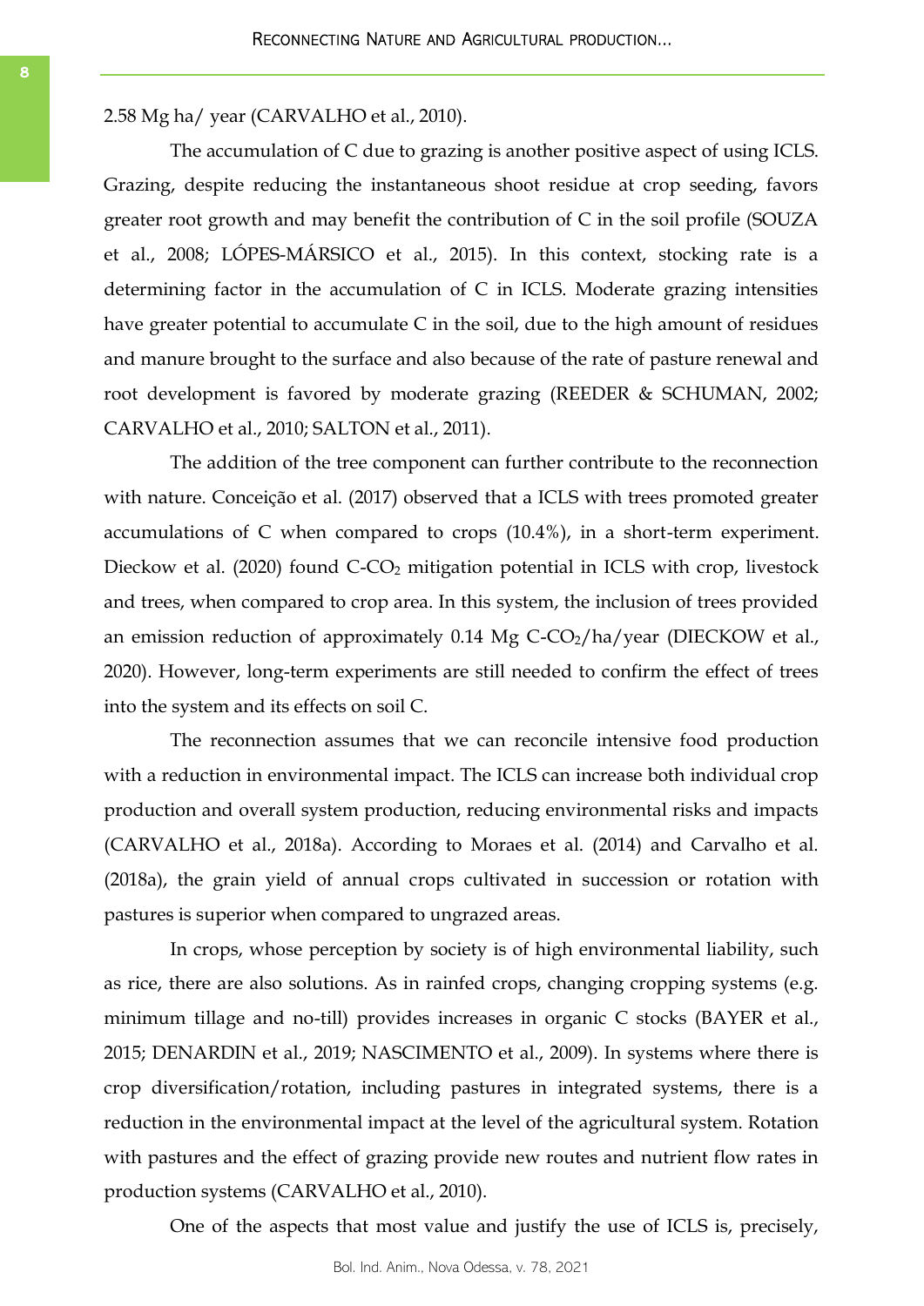2.58 Mg ha/ year (CARVALHO et al., 2010).

The accumulation of C due to grazing is another positive aspect of using ICLS. Grazing, despite reducing the instantaneous shoot residue at crop seeding, favors greater root growth and may benefit the contribution of C in the soil profile (SOUZA et al., 2008; LÓPES-MÁRSICO et al., 2015). In this context, stocking rate is a determining factor in the accumulation of C in ICLS. Moderate grazing intensities have greater potential to accumulate C in the soil, due to the high amount of residues and manure brought to the surface and also because of the rate of pasture renewal and root development is favored by moderate grazing (REEDER & SCHUMAN, 2002; CARVALHO et al., 2010; SALTON et al., 2011).

The addition of the tree component can further contribute to the reconnection with nature. Conceição et al. (2017) observed that a ICLS with trees promoted greater accumulations of C when compared to crops (10.4%), in a short-term experiment. Dieckow et al. (2020) found C-$CO_2$ mitigation potential in ICLS with crop, livestock and trees, when compared to crop area. In this system, the inclusion of trees provided an emission reduction of approximately 0.14 Mg C-$CO_2$/ha/year (DIECKOW et al., 2020). However, long-term experiments are still needed to confirm the effect of trees into the system and its effects on soil C.

The reconnection assumes that we can reconcile intensive food production with a reduction in environmental impact. The ICLS can increase both individual crop production and overall system production, reducing environmental risks and impacts (CARVALHO et al., 2018a). According to Moraes et al. (2014) and Carvalho et al. (2018a), the grain yield of annual crops cultivated in succession or rotation with pastures is superior when compared to ungrazed areas.

In crops, whose perception by society is of high environmental liability, such as rice, there are also solutions. As in rainfed crops, changing cropping systems (e.g. minimum tillage and no-till) provides increases in organic C stocks (BAYER et al., 2015; DENARDIN et al., 2019; NASCIMENTO et al., 2009). In systems where there is crop diversification/rotation, including pastures in integrated systems, there is a reduction in the environmental impact at the level of the agricultural system. Rotation with pastures and the effect of grazing provide new routes and nutrient flow rates in production systems (CARVALHO et al., 2010).

One of the aspects that most value and justify the use of ICLS is, precisely,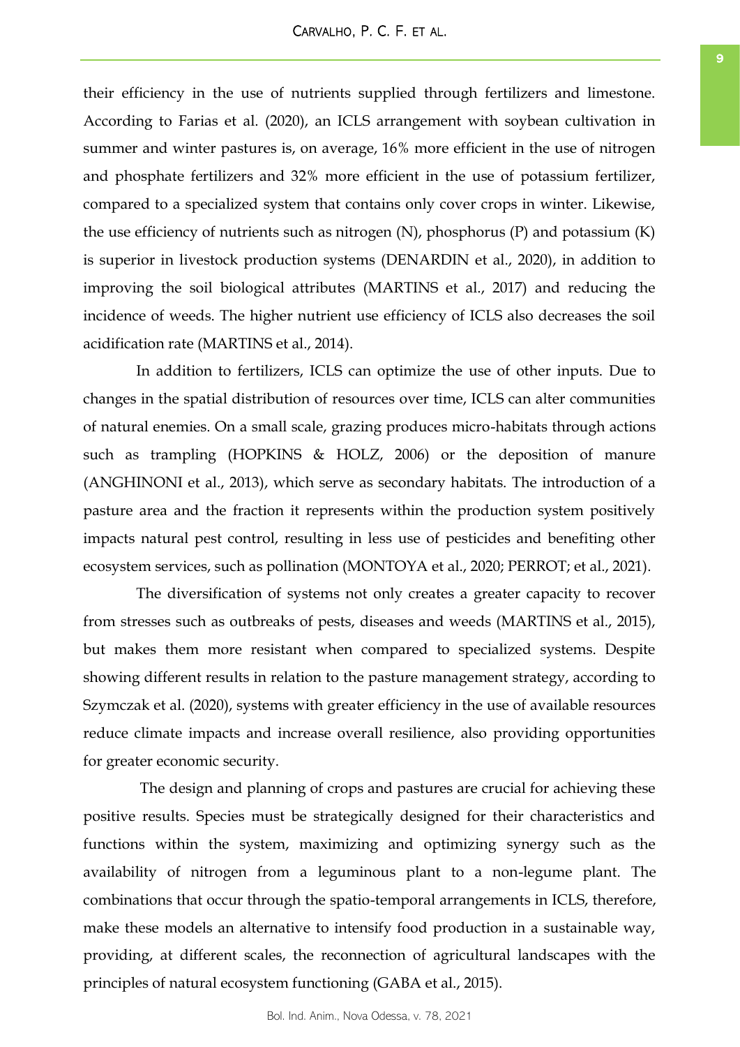their efficiency in the use of nutrients supplied through fertilizers and limestone. According to Farias et al. (2020), an ICLS arrangement with soybean cultivation in summer and winter pastures is, on average, 16% more efficient in the use of nitrogen and phosphate fertilizers and 32% more efficient in the use of potassium fertilizer, compared to a specialized system that contains only cover crops in winter. Likewise, the use efficiency of nutrients such as nitrogen (N), phosphorus (P) and potassium (K) is superior in livestock production systems (DENARDIN et al., 2020), in addition to improving the soil biological attributes (MARTINS et al., 2017) and reducing the incidence of weeds. The higher nutrient use efficiency of ICLS also decreases the soil acidification rate (MARTINS et al., 2014).

In addition to fertilizers, ICLS can optimize the use of other inputs. Due to changes in the spatial distribution of resources over time, ICLS can alter communities of natural enemies. On a small scale, grazing produces micro-habitats through actions such as trampling (HOPKINS & HOLZ, 2006) or the deposition of manure (ANGHINONI et al., 2013), which serve as secondary habitats. The introduction of a pasture area and the fraction it represents within the production system positively impacts natural pest control, resulting in less use of pesticides and benefiting other ecosystem services, such as pollination (MONTOYA et al., 2020; PERROT; et al., 2021).

The diversification of systems not only creates a greater capacity to recover from stresses such as outbreaks of pests, diseases and weeds (MARTINS et al., 2015), but makes them more resistant when compared to specialized systems. Despite showing different results in relation to the pasture management strategy, according to Szymczak et al. (2020), systems with greater efficiency in the use of available resources reduce climate impacts and increase overall resilience, also providing opportunities for greater economic security.

The design and planning of crops and pastures are crucial for achieving these positive results. Species must be strategically designed for their characteristics and functions within the system, maximizing and optimizing synergy such as the availability of nitrogen from a leguminous plant to a non-legume plant. The combinations that occur through the spatio-temporal arrangements in ICLS, therefore, make these models an alternative to intensify food production in a sustainable way, providing, at different scales, the reconnection of agricultural landscapes with the principles of natural ecosystem functioning (GABA et al., 2015).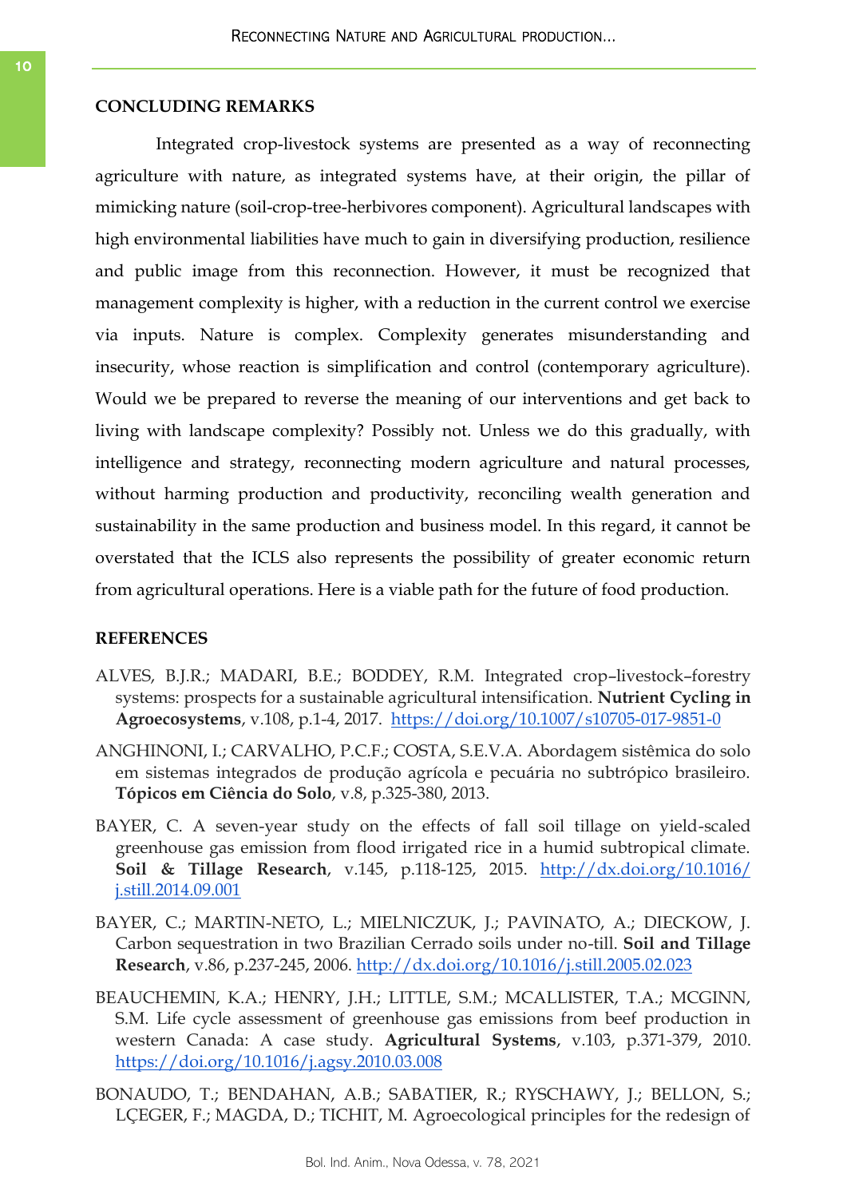## CONCLUDING REMARKS

Integrated crop-livestock systems are presented as a way of reconnecting agriculture with nature, as integrated systems have, at their origin, the pillar of mimicking nature (soil-crop-tree-herbivores component). Agricultural landscapes with high environmental liabilities have much to gain in diversifying production, resilience and public image from this reconnection. However, it must be recognized that management complexity is higher, with a reduction in the current control we exercise via inputs. Nature is complex. Complexity generates misunderstanding and insecurity, whose reaction is simplification and control (contemporary agriculture). Would we be prepared to reverse the meaning of our interventions and get back to living with landscape complexity? Possibly not. Unless we do this gradually, with intelligence and strategy, reconnecting modern agriculture and natural processes, without harming production and productivity, reconciling wealth generation and sustainability in the same production and business model. In this regard, it cannot be overstated that the ICLS also represents the possibility of greater economic return from agricultural operations. Here is a viable path for the future of food production.

## REFERENCES

ALVES, B.J.R.; MADARI, B.E.; BODDEY, R.M. Integrated crop–livestock–forestry systems: prospects for a sustainable agricultural intensification. **Nutrient Cycling in Agroecosystems**, v.108, p.1-4, 2017. https://doi.org/10.1007/s10705-017-9851-0

ANGHINONI, I.; CARVALHO, P.C.F.; COSTA, S.E.V.A. Abordagem sistêmica do solo em sistemas integrados de produção agrícola e pecuária no subtrópico brasileiro. **Tópicos em Ciência do Solo**, v.8, p.325-380, 2013.

BAYER, C. A seven-year study on the effects of fall soil tillage on yield-scaled greenhouse gas emission from flood irrigated rice in a humid subtropical climate. **Soil & Tillage Research**, v.145, p.118-125, 2015. http://dx.doi.org/10.1016/j.still.2014.09.001

BAYER, C.; MARTIN-NETO, L.; MIELNICZUK, J.; PAVINATO, A.; DIECKOW, J. Carbon sequestration in two Brazilian Cerrado soils under no-till. **Soil and Tillage Research**, v.86, p.237-245, 2006. http://dx.doi.org/10.1016/j.still.2005.02.023

BEAUCHEMIN, K.A.; HENRY, J.H.; LITTLE, S.M.; MCALLISTER, T.A.; MCGINN, S.M. Life cycle assessment of greenhouse gas emissions from beef production in western Canada: A case study. **Agricultural Systems**, v.103, p.371-379, 2010. https://doi.org/10.1016/j.agsy.2010.03.008

BONAUDO, T.; BENDAHAN, A.B.; SABATIER, R.; RYSCHAWY, J.; BELLON, S.; LÇEGER, F.; MAGDA, D.; TICHIT, M. Agroecological principles for the redesign of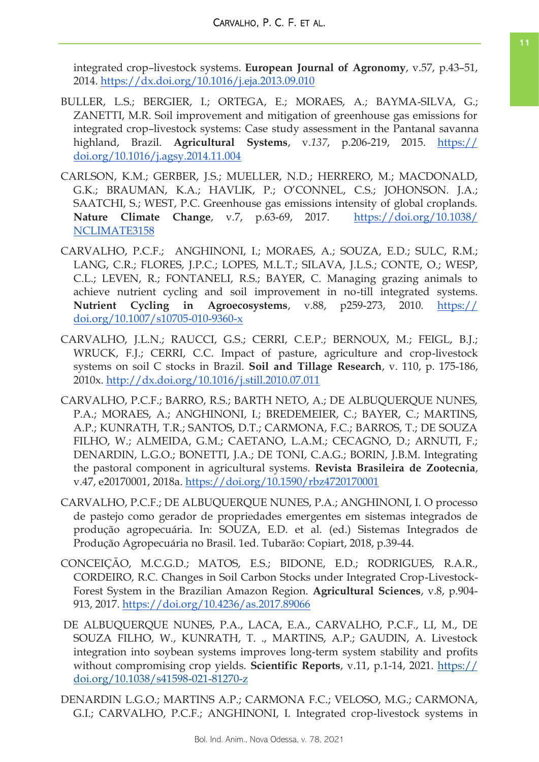integrated crop–livestock systems. **European Journal of Agronomy**, v.57, p.43–51, 2014. https://dx.doi.org/10.1016/j.eja.2013.09.010

BULLER, L.S.; BERGIER, I.; ORTEGA, E.; MORAES, A.; BAYMA-SILVA, G.; ZANETTI, M.R. Soil improvement and mitigation of greenhouse gas emissions for integrated crop–livestock systems: Case study assessment in the Pantanal savanna highland, Brazil. **Agricultural Systems**, v.*137*, p.206-219, 2015. https://doi.org/10.1016/j.agsy.2014.11.004

CARLSON, K.M.; GERBER, J.S.; MUELLER, N.D.; HERRERO, M.; MACDONALD, G.K.; BRAUMAN, K.A.; HAVLIK, P.; O'CONNEL, C.S.; JOHONSON. J.A.; SAATCHI, S.; WEST, P.C. Greenhouse gas emissions intensity of global croplands. **Nature Climate Change**, v.7, p.63-69, 2017. https://doi.org/10.1038/NCLIMATE3158

CARVALHO, P.C.F.; ANGHINONI, I.; MORAES, A.; SOUZA, E.D.; SULC, R.M.; LANG, C.R.; FLORES, J.P.C.; LOPES, M.L.T.; SILAVA, J.L.S.; CONTE, O.; WESP, C.L.; LEVEN, R.; FONTANELI, R.S.; BAYER, C. Managing grazing animals to achieve nutrient cycling and soil improvement in no-till integrated systems. **Nutrient Cycling in Agroecosystems**, v.88, p259-273, 2010. https://doi.org/10.1007/s10705-010-9360-x

CARVALHO, J.L.N.; RAUCCI, G.S.; CERRI, C.E.P.; BERNOUX, M.; FEIGL, B.J.; WRUCK, F.J.; CERRI, C.C. Impact of pasture, agriculture and crop-livestock systems on soil C stocks in Brazil. **Soil and Tillage Research**, v. 110, p. 175-186, 2010x. http://dx.doi.org/10.1016/j.still.2010.07.011

CARVALHO, P.C.F.; BARRO, R.S.; BARTH NETO, A.; DE ALBUQUERQUE NUNES, P.A.; MORAES, A.; ANGHINONI, I.; BREDEMEIER, C.; BAYER, C.; MARTINS, A.P.; KUNRATH, T.R.; SANTOS, D.T.; CARMONA, F.C.; BARROS, T.; DE SOUZA FILHO, W.; ALMEIDA, G.M.; CAETANO, L.A.M.; CECAGNO, D.; ARNUTI, F.; DENARDIN, L.G.O.; BONETTI, J.A.; DE TONI, C.A.G.; BORIN, J.B.M. Integrating the pastoral component in agricultural systems. **Revista Brasileira de Zootecnia**, v.47, e20170001, 2018a. https://doi.org/10.1590/rbz4720170001

CARVALHO, P.C.F.; DE ALBUQUERQUE NUNES, P.A.; ANGHINONI, I. O processo de pastejo como gerador de propriedades emergentes em sistemas integrados de produção agropecuária. In: SOUZA, E.D. et al. (ed.) Sistemas Integrados de Produção Agropecuária no Brasil. 1ed. Tubarão: Copiart, 2018, p.39-44.

CONCEIÇÃO, M.C.G.D.; MATOS, E.S.; BIDONE, E.D.; RODRIGUES, R.A.R., CORDEIRO, R.C. Changes in Soil Carbon Stocks under Integrated Crop-Livestock-Forest System in the Brazilian Amazon Region. **Agricultural Sciences**, v.8, p.904-913, 2017. https://doi.org/10.4236/as.2017.89066

DE ALBUQUERQUE NUNES, P.A., LACA, E.A., CARVALHO, P.C.F., LI, M., DE SOUZA FILHO, W., KUNRATH, T. ., MARTINS, A.P.; GAUDIN, A. Livestock integration into soybean systems improves long-term system stability and profits without compromising crop yields. **Scientific Reports**, v.11, p.1-14, 2021. https://doi.org/10.1038/s41598-021-81270-z

DENARDIN L.G.O.; MARTINS A.P.; CARMONA F.C.; VELOSO, M.G.; CARMONA, G.I.; CARVALHO, P.C.F.; ANGHINONI, I. Integrated crop-livestock systems in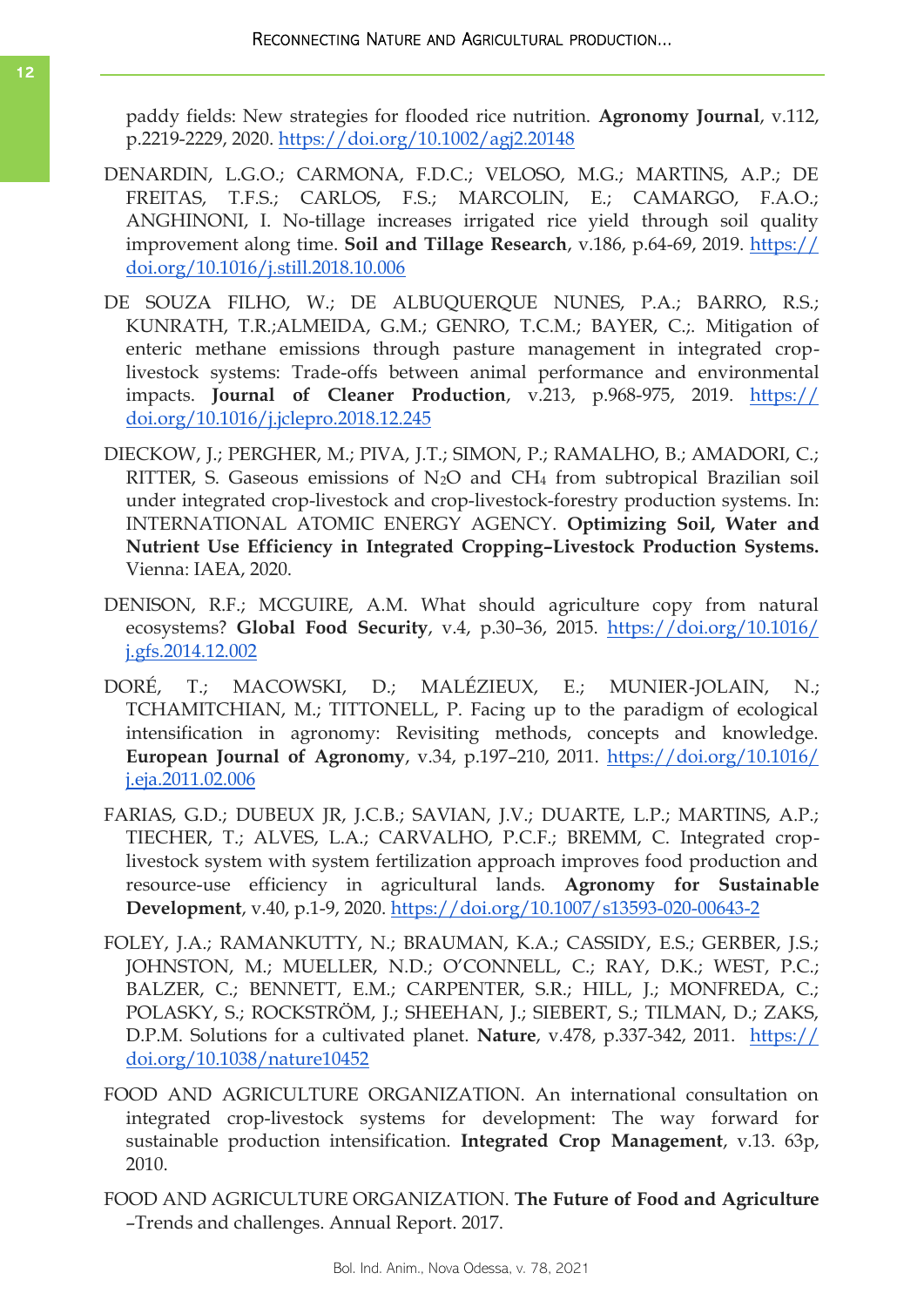paddy fields: New strategies for flooded rice nutrition. **Agronomy Journal**, v.112, p.2219-2229, 2020. https://doi.org/10.1002/agj2.20148

DENARDIN, L.G.O.; CARMONA, F.D.C.; VELOSO, M.G.; MARTINS, A.P.; DE FREITAS, T.F.S.; CARLOS, F.S.; MARCOLIN, E.; CAMARGO, F.A.O.; ANGHINONI, I. No-tillage increases irrigated rice yield through soil quality improvement along time. **Soil and Tillage Research**, v.186, p.64-69, 2019. https://doi.org/10.1016/j.still.2018.10.006

DE SOUZA FILHO, W.; DE ALBUQUERQUE NUNES, P.A.; BARRO, R.S.; KUNRATH, T.R.;ALMEIDA, G.M.; GENRO, T.C.M.; BAYER, C.;. Mitigation of enteric methane emissions through pasture management in integrated crop-livestock systems: Trade-offs between animal performance and environmental impacts. **Journal of Cleaner Production**, v.213, p.968-975, 2019. https://doi.org/10.1016/j.jclepro.2018.12.245

DIECKOW, J.; PERGHER, M.; PIVA, J.T.; SIMON, P.; RAMALHO, B.; AMADORI, C.; RITTER, S. Gaseous emissions of $N_2O$ and $CH_4$ from subtropical Brazilian soil under integrated crop-livestock and crop-livestock-forestry production systems. In: INTERNATIONAL ATOMIC ENERGY AGENCY. **Optimizing Soil, Water and Nutrient Use Efficiency in Integrated Cropping–Livestock Production Systems.** Vienna: IAEA, 2020.

DENISON, R.F.; MCGUIRE, A.M. What should agriculture copy from natural ecosystems? **Global Food Security**, v.4, p.30–36, 2015. https://doi.org/10.1016/j.gfs.2014.12.002

DORÉ, T.; MACOWSKI, D.; MALÉZIEUX, E.; MUNIER-JOLAIN, N.; TCHAMITCHIAN, M.; TITTONELL, P. Facing up to the paradigm of ecological intensification in agronomy: Revisiting methods, concepts and knowledge. **European Journal of Agronomy**, v.34, p.197–210, 2011. https://doi.org/10.1016/j.eja.2011.02.006

FARIAS, G.D.; DUBEUX JR, J.C.B.; SAVIAN, J.V.; DUARTE, L.P.; MARTINS, A.P.; TIECHER, T.; ALVES, L.A.; CARVALHO, P.C.F.; BREMM, C. Integrated crop-livestock system with system fertilization approach improves food production and resource-use efficiency in agricultural lands. **Agronomy for Sustainable Development**, v.40, p.1-9, 2020. https://doi.org/10.1007/s13593-020-00643-2

FOLEY, J.A.; RAMANKUTTY, N.; BRAUMAN, K.A.; CASSIDY, E.S.; GERBER, J.S.; JOHNSTON, M.; MUELLER, N.D.; O'CONNELL, C.; RAY, D.K.; WEST, P.C.; BALZER, C.; BENNETT, E.M.; CARPENTER, S.R.; HILL, J.; MONFREDA, C.; POLASKY, S.; ROCKSTRÖM, J.; SHEEHAN, J.; SIEBERT, S.; TILMAN, D.; ZAKS, D.P.M. Solutions for a cultivated planet. **Nature**, v.478, p.337-342, 2011. https://doi.org/10.1038/nature10452

FOOD AND AGRICULTURE ORGANIZATION. An international consultation on integrated crop-livestock systems for development: The way forward for sustainable production intensification. **Integrated Crop Management**, v.13. 63p, 2010.

FOOD AND AGRICULTURE ORGANIZATION. **The Future of Food and Agriculture** –Trends and challenges. Annual Report. 2017.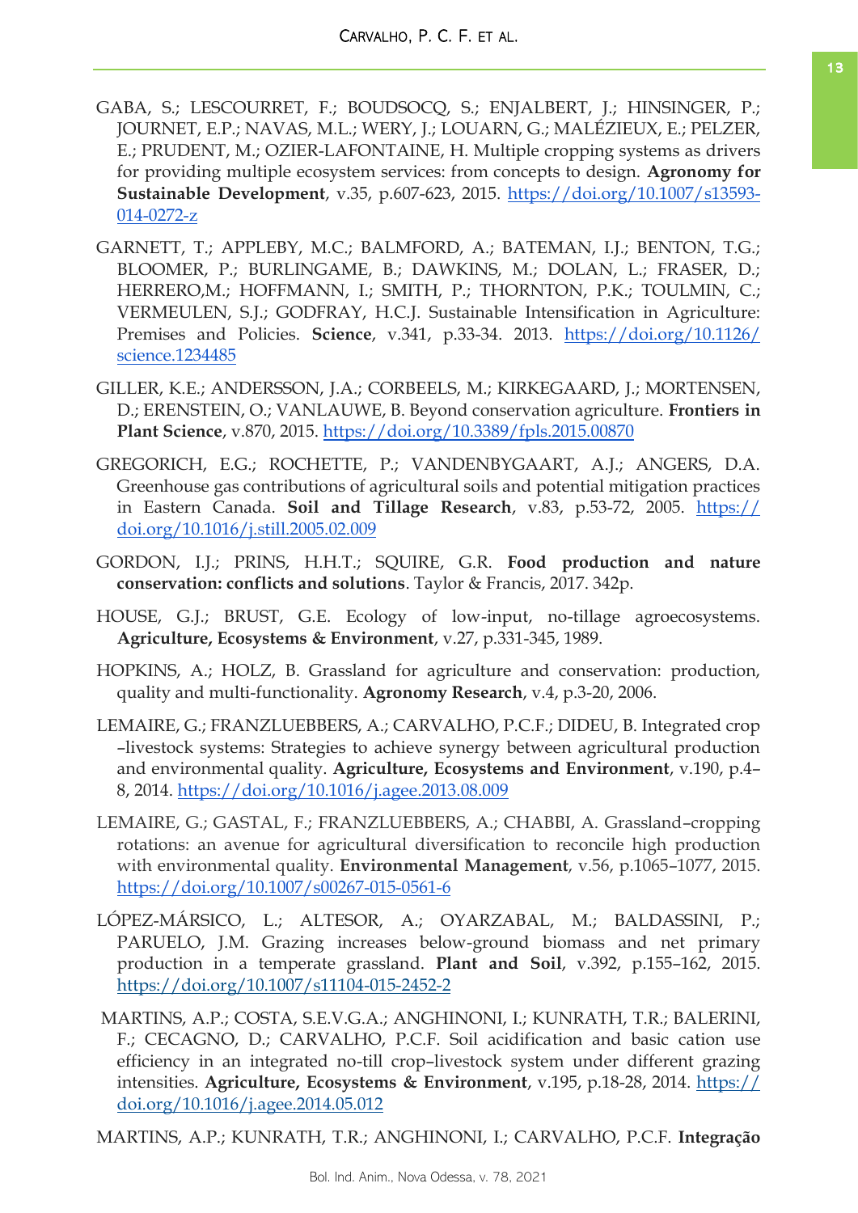GABA, S.; LESCOURRET, F.; BOUDSOCQ, S.; ENJALBERT, J.; HINSINGER, P.; JOURNET, E.P.; NAVAS, M.L.; WERY, J.; LOUARN, G.; MALÉZIEUX, E.; PELZER, E.; PRUDENT, M.; OZIER-LAFONTAINE, H. Multiple cropping systems as drivers for providing multiple ecosystem services: from concepts to design. **Agronomy for Sustainable Development**, v.35, p.607-623, 2015. https://doi.org/10.1007/s13593-014-0272-z

GARNETT, T.; APPLEBY, M.C.; BALMFORD, A.; BATEMAN, I.J.; BENTON, T.G.; BLOOMER, P.; BURLINGAME, B.; DAWKINS, M.; DOLAN, L.; FRASER, D.; HERRERO,M.; HOFFMANN, I.; SMITH, P.; THORNTON, P.K.; TOULMIN, C.; VERMEULEN, S.J.; GODFRAY, H.C.J. Sustainable Intensification in Agriculture: Premises and Policies. **Science**, v.341, p.33-34. 2013. https://doi.org/10.1126/science.1234485

GILLER, K.E.; ANDERSSON, J.A.; CORBEELS, M.; KIRKEGAARD, J.; MORTENSEN, D.; ERENSTEIN, O.; VANLAUWE, B. Beyond conservation agriculture. **Frontiers in Plant Science**, v.870, 2015. https://doi.org/10.3389/fpls.2015.00870

GREGORICH, E.G.; ROCHETTE, P.; VANDENBYGAART, A.J.; ANGERS, D.A. Greenhouse gas contributions of agricultural soils and potential mitigation practices in Eastern Canada. **Soil and Tillage Research**, v.83, p.53-72, 2005. https://doi.org/10.1016/j.still.2005.02.009

GORDON, I.J.; PRINS, H.H.T.; SQUIRE, G.R. **Food production and nature conservation: conflicts and solutions**. Taylor & Francis, 2017. 342p.

HOUSE, G.J.; BRUST, G.E. Ecology of low-input, no-tillage agroecosystems. **Agriculture, Ecosystems & Environment**, v.27, p.331-345, 1989.

HOPKINS, A.; HOLZ, B. Grassland for agriculture and conservation: production, quality and multi-functionality. **Agronomy Research**, v.4, p.3-20, 2006.

LEMAIRE, G.; FRANZLUEBBERS, A.; CARVALHO, P.C.F.; DIDEU, B. Integrated crop–livestock systems: Strategies to achieve synergy between agricultural production and environmental quality. **Agriculture, Ecosystems and Environment**, v.190, p.4–8, 2014. https://doi.org/10.1016/j.agee.2013.08.009

LEMAIRE, G.; GASTAL, F.; FRANZLUEBBERS, A.; CHABBI, A. Grassland–cropping rotations: an avenue for agricultural diversification to reconcile high production with environmental quality. **Environmental Management**, v.56, p.1065–1077, 2015. https://doi.org/10.1007/s00267-015-0561-6

LÓPEZ-MÁRSICO, L.; ALTESOR, A.; OYARZABAL, M.; BALDASSINI, P.; PARUELO, J.M. Grazing increases below-ground biomass and net primary production in a temperate grassland. **Plant and Soil**, v.392, p.155–162, 2015. https://doi.org/10.1007/s11104-015-2452-2

MARTINS, A.P.; COSTA, S.E.V.G.A.; ANGHINONI, I.; KUNRATH, T.R.; BALERINI, F.; CECAGNO, D.; CARVALHO, P.C.F. Soil acidification and basic cation use efficiency in an integrated no-till crop–livestock system under different grazing intensities. **Agriculture, Ecosystems & Environment**, v.195, p.18-28, 2014. https://doi.org/10.1016/j.agee.2014.05.012

MARTINS, A.P.; KUNRATH, T.R.; ANGHINONI, I.; CARVALHO, P.C.F. **Integração**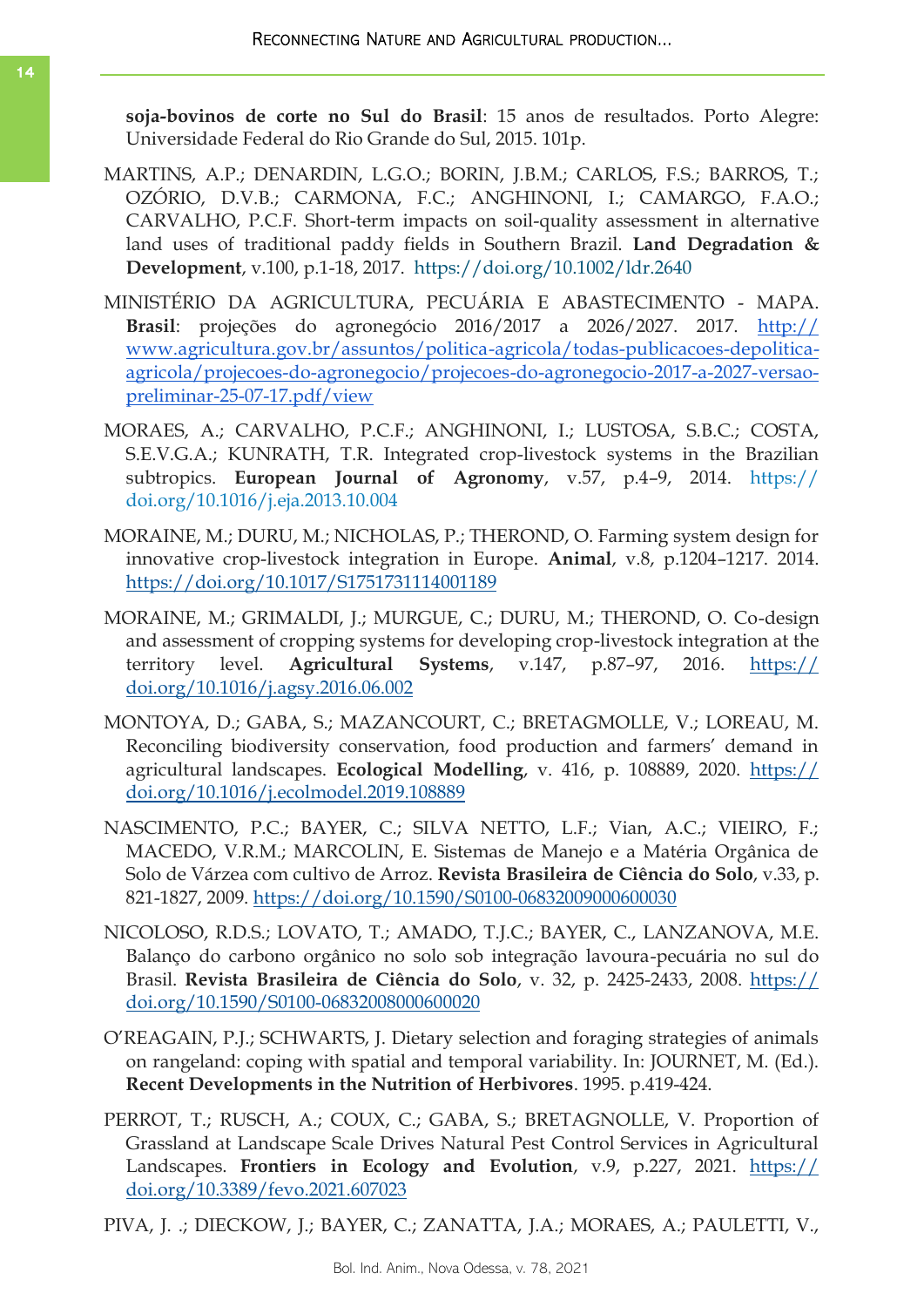**soja-bovinos de corte no Sul do Brasil**: 15 anos de resultados. Porto Alegre: Universidade Federal do Rio Grande do Sul, 2015. 101p.

MARTINS, A.P.; DENARDIN, L.G.O.; BORIN, J.B.M.; CARLOS, F.S.; BARROS, T.; OZÓRIO, D.V.B.; CARMONA, F.C.; ANGHINONI, I.; CAMARGO, F.A.O.; CARVALHO, P.C.F. Short-term impacts on soil-quality assessment in alternative land uses of traditional paddy fields in Southern Brazil. **Land Degradation & Development**, v.100, p.1-18, 2017. https://doi.org/10.1002/ldr.2640

MINISTÉRIO DA AGRICULTURA, PECUÁRIA E ABASTECIMENTO - MAPA. **Brasil**: projeções do agronegócio 2016/2017 a 2026/2027. 2017. http://www.agricultura.gov.br/assuntos/politica-agricola/todas-publicacoes-depolitica-agricola/projecoes-do-agronegocio/projecoes-do-agronegocio-2017-a-2027-versao-preliminar-25-07-17.pdf/view

MORAES, A.; CARVALHO, P.C.F.; ANGHINONI, I.; LUSTOSA, S.B.C.; COSTA, S.E.V.G.A.; KUNRATH, T.R. Integrated crop-livestock systems in the Brazilian subtropics. **European Journal of Agronomy**, v.57, p.4–9, 2014. https://doi.org/10.1016/j.eja.2013.10.004

MORAINE, M.; DURU, M.; NICHOLAS, P.; THEROND, O. Farming system design for innovative crop-livestock integration in Europe. **Animal**, v.8, p.1204–1217. 2014. https://doi.org/10.1017/S1751731114001189

MORAINE, M.; GRIMALDI, J.; MURGUE, C.; DURU, M.; THEROND, O. Co-design and assessment of cropping systems for developing crop-livestock integration at the territory level. **Agricultural Systems**, v.147, p.87–97, 2016. https://doi.org/10.1016/j.agsy.2016.06.002

MONTOYA, D.; GABA, S.; MAZANCOURT, C.; BRETAGMOLLE, V.; LOREAU, M. Reconciling biodiversity conservation, food production and farmers' demand in agricultural landscapes. **Ecological Modelling**, v. 416, p. 108889, 2020. https://doi.org/10.1016/j.ecolmodel.2019.108889

NASCIMENTO, P.C.; BAYER, C.; SILVA NETTO, L.F.; Vian, A.C.; VIEIRO, F.; MACEDO, V.R.M.; MARCOLIN, E. Sistemas de Manejo e a Matéria Orgânica de Solo de Várzea com cultivo de Arroz. **Revista Brasileira de Ciência do Solo**, v.33, p. 821-1827, 2009. https://doi.org/10.1590/S0100-06832009000600030

NICOLOSO, R.D.S.; LOVATO, T.; AMADO, T.J.C.; BAYER, C., LANZANOVA, M.E. Balanço do carbono orgânico no solo sob integração lavoura-pecuária no sul do Brasil. **Revista Brasileira de Ciência do Solo**, v. 32, p. 2425-2433, 2008. https://doi.org/10.1590/S0100-06832008000600020

O'REAGAIN, P.J.; SCHWARTS, J. Dietary selection and foraging strategies of animals on rangeland: coping with spatial and temporal variability. In: JOURNET, M. (Ed.). **Recent Developments in the Nutrition of Herbivores**. 1995. p.419-424.

PERROT, T.; RUSCH, A.; COUX, C.; GABA, S.; BRETAGNOLLE, V. Proportion of Grassland at Landscape Scale Drives Natural Pest Control Services in Agricultural Landscapes. **Frontiers in Ecology and Evolution**, v.9, p.227, 2021. https://doi.org/10.3389/fevo.2021.607023

PIVA, J. .; DIECKOW, J.; BAYER, C.; ZANATTA, J.A.; MORAES, A.; PAULETTI, V.,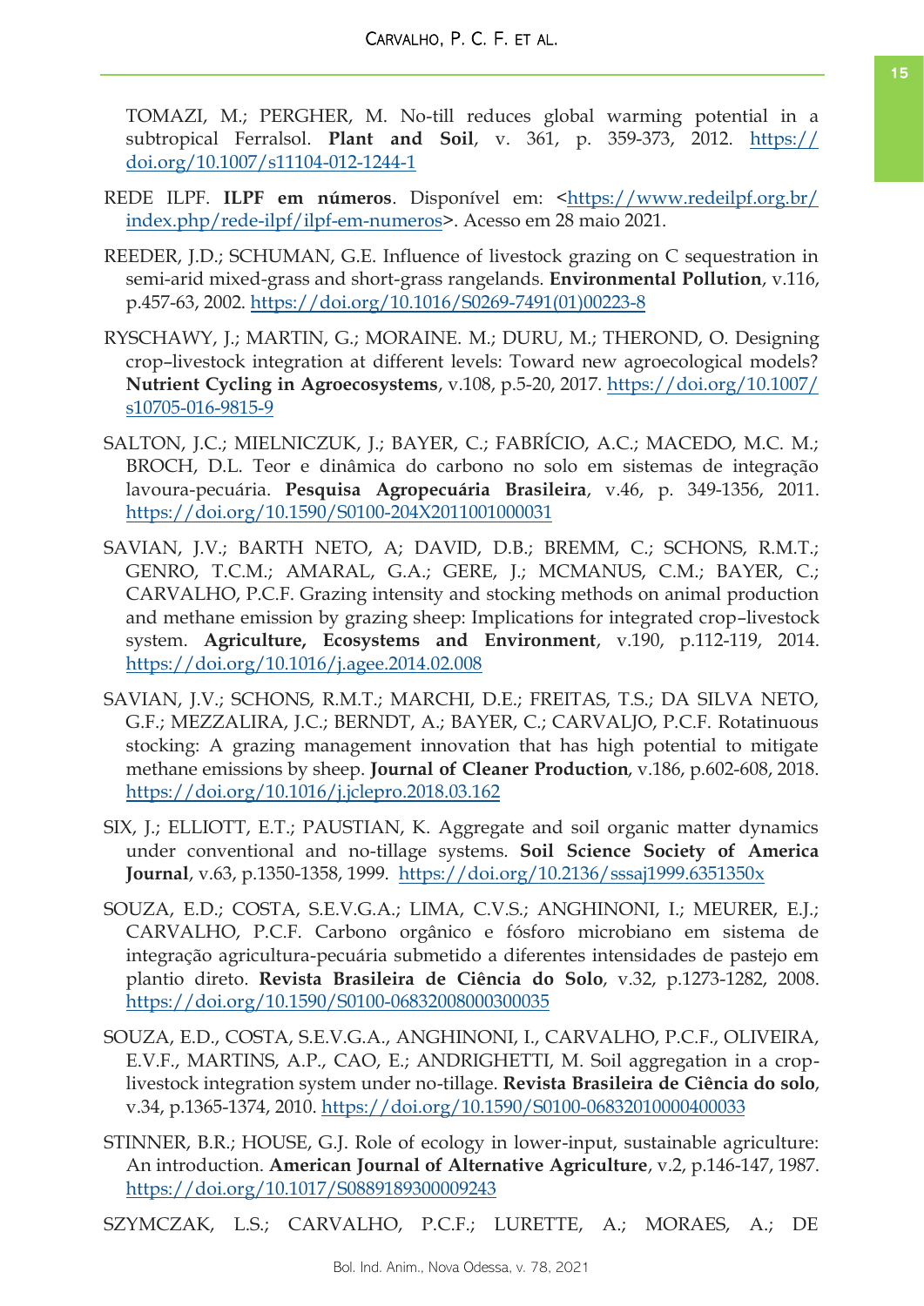TOMAZI, M.; PERGHER, M. No-till reduces global warming potential in a subtropical Ferralsol. **Plant and Soil**, v. 361, p. 359-373, 2012. https://doi.org/10.1007/s11104-012-1244-1

REDE ILPF. **ILPF em números**. Disponível em: <https://www.redeilpf.org.br/index.php/rede-ilpf/ilpf-em-numeros>. Acesso em 28 maio 2021.

REEDER, J.D.; SCHUMAN, G.E. Influence of livestock grazing on C sequestration in semi-arid mixed-grass and short-grass rangelands. **Environmental Pollution**, v.116, p.457-63, 2002. https://doi.org/10.1016/S0269-7491(01)00223-8

RYSCHAWY, J.; MARTIN, G.; MORAINE. M.; DURU, M.; THEROND, O. Designing crop–livestock integration at different levels: Toward new agroecological models? **Nutrient Cycling in Agroecosystems**, v.108, p.5-20, 2017. https://doi.org/10.1007/s10705-016-9815-9

SALTON, J.C.; MIELNICZUK, J.; BAYER, C.; FABRÍCIO, A.C.; MACEDO, M.C. M.; BROCH, D.L. Teor e dinâmica do carbono no solo em sistemas de integração lavoura-pecuária. **Pesquisa Agropecuária Brasileira**, v.46, p. 349-1356, 2011. https://doi.org/10.1590/S0100-204X2011001000031

SAVIAN, J.V.; BARTH NETO, A; DAVID, D.B.; BREMM, C.; SCHONS, R.M.T.; GENRO, T.C.M.; AMARAL, G.A.; GERE, J.; MCMANUS, C.M.; BAYER, C.; CARVALHO, P.C.F. Grazing intensity and stocking methods on animal production and methane emission by grazing sheep: Implications for integrated crop–livestock system. **Agriculture, Ecosystems and Environment**, v.190, p.112-119, 2014. https://doi.org/10.1016/j.agee.2014.02.008

SAVIAN, J.V.; SCHONS, R.M.T.; MARCHI, D.E.; FREITAS, T.S.; DA SILVA NETO, G.F.; MEZZALIRA, J.C.; BERNDT, A.; BAYER, C.; CARVALJO, P.C.F. Rotatinuous stocking: A grazing management innovation that has high potential to mitigate methane emissions by sheep. **Journal of Cleaner Production**, v.186, p.602-608, 2018. https://doi.org/10.1016/j.jclepro.2018.03.162

SIX, J.; ELLIOTT, E.T.; PAUSTIAN, K. Aggregate and soil organic matter dynamics under conventional and no-tillage systems. **Soil Science Society of America Journal**, v.63, p.1350-1358, 1999. https://doi.org/10.2136/sssaj1999.6351350x

SOUZA, E.D.; COSTA, S.E.V.G.A.; LIMA, C.V.S.; ANGHINONI, I.; MEURER, E.J.; CARVALHO, P.C.F. Carbono orgânico e fósforo microbiano em sistema de integração agricultura-pecuária submetido a diferentes intensidades de pastejo em plantio direto. **Revista Brasileira de Ciência do Solo**, v.32, p.1273-1282, 2008. https://doi.org/10.1590/S0100-06832008000300035

SOUZA, E.D., COSTA, S.E.V.G.A., ANGHINONI, I., CARVALHO, P.C.F., OLIVEIRA, E.V.F., MARTINS, A.P., CAO, E.; ANDRIGHETTI, M. Soil aggregation in a crop-livestock integration system under no-tillage. **Revista Brasileira de Ciência do solo**, v.34, p.1365-1374, 2010. https://doi.org/10.1590/S0100-06832010000400033

STINNER, B.R.; HOUSE, G.J. Role of ecology in lower-input, sustainable agriculture: An introduction. **American Journal of Alternative Agriculture**, v.2, p.146-147, 1987. https://doi.org/10.1017/S0889189300009243

SZYMCZAK, L.S.; CARVALHO, P.C.F.; LURETTE, A.; MORAES, A.; DE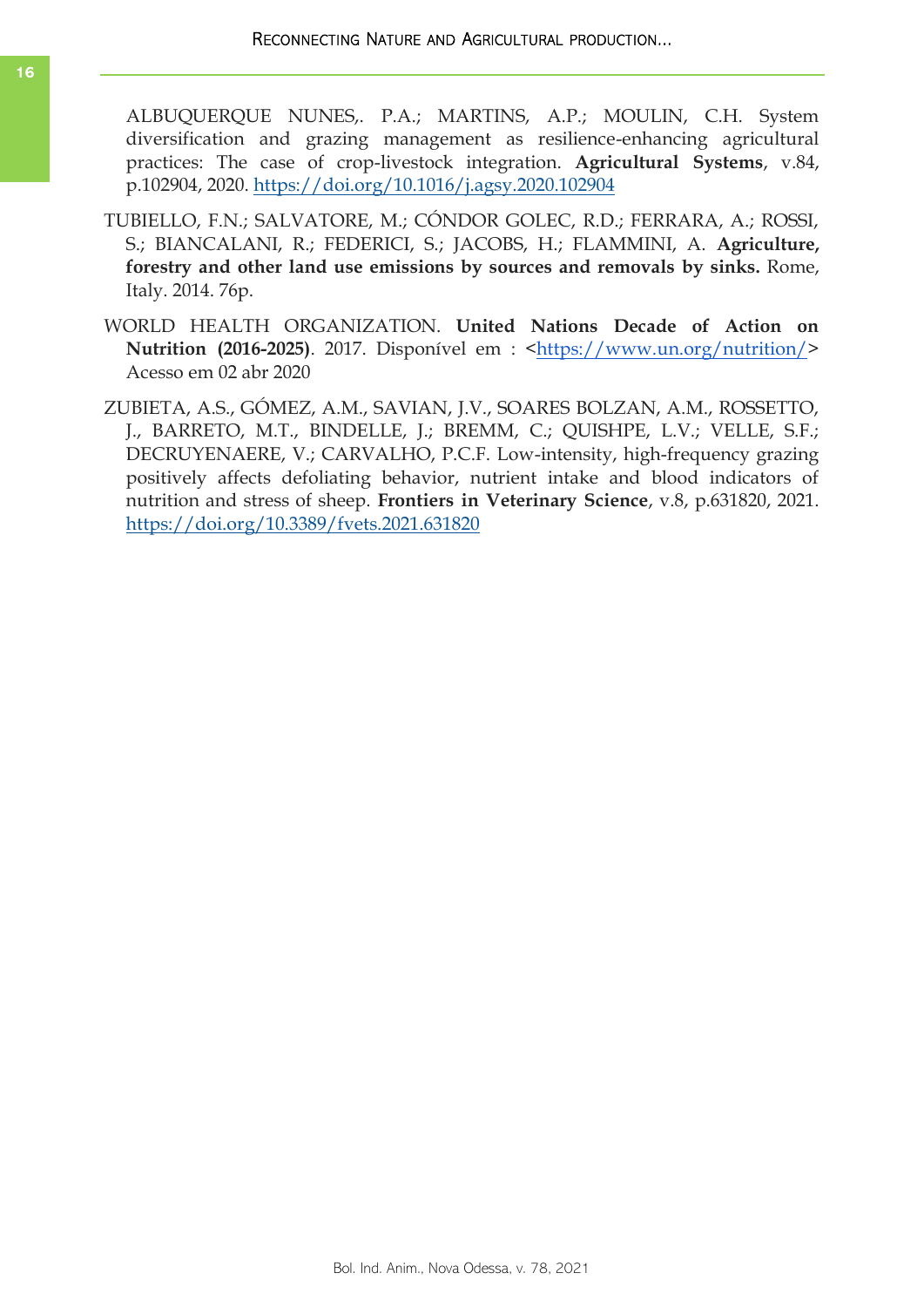ALBUQUERQUE NUNES,. P.A.; MARTINS, A.P.; MOULIN, C.H. System diversification and grazing management as resilience-enhancing agricultural practices: The case of crop-livestock integration. **Agricultural Systems**, v.84, p.102904, 2020. https://doi.org/10.1016/j.agsy.2020.102904

TUBIELLO, F.N.; SALVATORE, M.; CÓNDOR GOLEC, R.D.; FERRARA, A.; ROSSI, S.; BIANCALANI, R.; FEDERICI, S.; JACOBS, H.; FLAMMINI, A. **Agriculture, forestry and other land use emissions by sources and removals by sinks.** Rome, Italy. 2014. 76p.

WORLD HEALTH ORGANIZATION. **United Nations Decade of Action on Nutrition (2016-2025)**. 2017. Disponível em : <https://www.un.org/nutrition/> Acesso em 02 abr 2020

ZUBIETA, A.S., GÓMEZ, A.M., SAVIAN, J.V., SOARES BOLZAN, A.M., ROSSETTO, J., BARRETO, M.T., BINDELLE, J.; BREMM, C.; QUISHPE, L.V.; VELLE, S.F.; DECRUYENAERE, V.; CARVALHO, P.C.F. Low-intensity, high-frequency grazing positively affects defoliating behavior, nutrient intake and blood indicators of nutrition and stress of sheep. **Frontiers in Veterinary Science**, v.8, p.631820, 2021. https://doi.org/10.3389/fvets.2021.631820